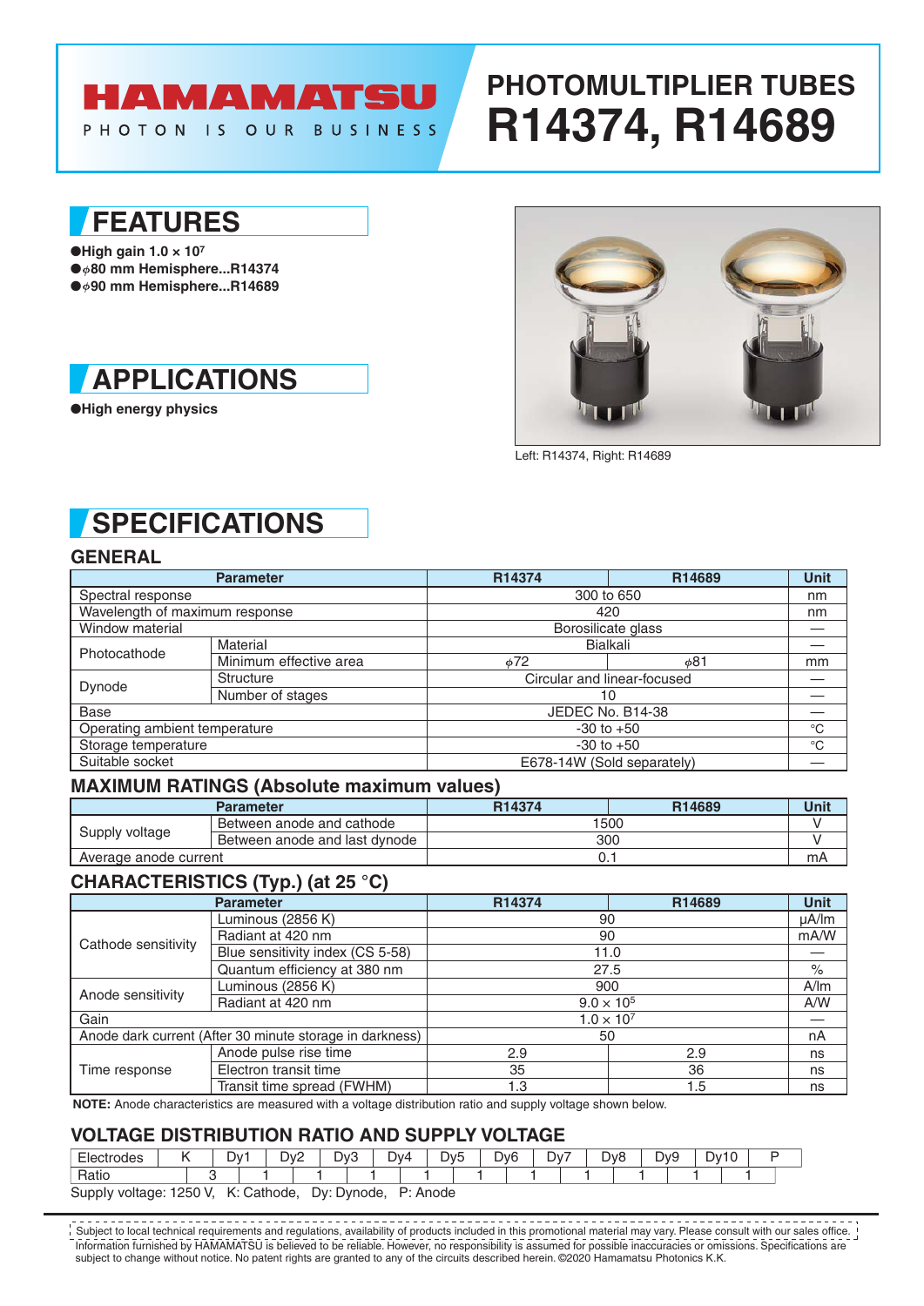HAMAMATSU

PHOTON IS OUR BUSINESS

# PHOTOMULTIPLIER TUBES R14374, R14689

## FEATURES

- High gain $1.0 \times 10^7$
- $\phi$80 mm Hemisphere...R14374
- $\phi$90 mm Hemisphere...R14689

## APPLICATIONS

- High energy physics

Left: R14374, Right: R14689

## SPECIFICATIONS

### GENERAL

| Parameter | | R14374 | R14689 | Unit |
|---|---|---|---|---|
| Spectral response | | 300 to 650 | | nm |
| Wavelength of maximum response | | 420 | | nm |
| Window material | | Borosilicate glass | | — |
| Photocathode | Material | Bialkali | | — |
| | Minimum effective area | $\phi$72 | $\phi$81 | mm |
| Dynode | Structure | Circular and linear-focused | | — |
| | Number of stages | 10 | | — |
| Base | | JEDEC No. B14-38 | | — |
| Operating ambient temperature | | -30 to +50 | | °C |
| Storage temperature | | -30 to +50 | | °C |
| Suitable socket | | E678-14W (Sold separately) | | — |

### MAXIMUM RATINGS (Absolute maximum values)

| Parameter | | R14374 | R14689 | Unit |
|---|---|---|---|---|
| Supply voltage | Between anode and cathode | 1500 | | V |
| | Between anode and last dynode | 300 | | V |
| Average anode current | | 0.1 | | mA |

### CHARACTERISTICS (Typ.) (at 25 °C)

| Parameter | | R14374 | R14689 | Unit |
|---|---|---|---|---|
| Cathode sensitivity | Luminous (2856 K) | 90 | | µA/lm |
| | Radiant at 420 nm | 90 | | mA/W |
| | Blue sensitivity index (CS 5-58) | 11.0 | | — |
| | Quantum efficiency at 380 nm | 27.5 | | % |
| Anode sensitivity | Luminous (2856 K) | 900 | | A/lm |
| | Radiant at 420 nm | $9.0 \times 10^5$ | | A/W |
| Gain | | $1.0 \times 10^7$ | | — |
| Anode dark current (After 30 minute storage in darkness) | | 50 | | nA |
| Time response | Anode pulse rise time | 2.9 | 2.9 | ns |
| | Electron transit time | 35 | 36 | ns |
| | Transit time spread (FWHM) | 1.3 | 1.5 | ns |

**NOTE:** Anode characteristics are measured with a voltage distribution ratio and supply voltage shown below.

### VOLTAGE DISTRIBUTION RATIO AND SUPPLY VOLTAGE

| Electrodes | K | | Dy1 | | Dy2 | | Dy3 | | Dy4 | | Dy5 | | Dy6 | | Dy7 | | Dy8 | | Dy9 | | Dy10 | | P |
|---|---|---|---|---|---|---|---|---|---|---|---|---|---|---|---|---|---|---|---|---|---|---|---|
| Ratio | | 3 | | 1 | | 1 | | 1 | | 1 | | 1 | | 1 | | 1 | | 1 | | 1 | | 1 | |

Supply voltage: 1250 V, K: Cathode, Dy: Dynode, P: Anode

Subject to local technical requirements and regulations, availability of products included in this promotional material may vary. Please consult with our sales office. Information furnished by HAMAMATSU is believed to be reliable. However, no responsibility is assumed for possible inaccuracies or omissions. Specifications are subject to change without notice. No patent rights are granted to any of the circuits described herein. ©2020 Hamamatsu Photonics K.K.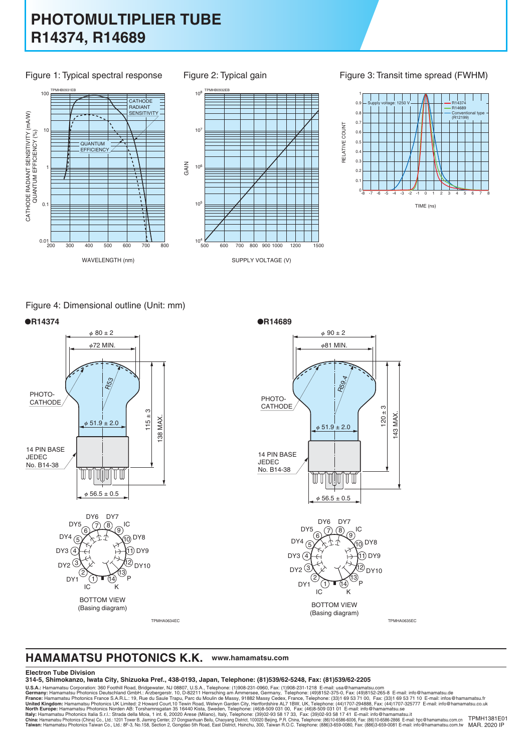# PHOTOMULTIPLIER TUBE R14374, R14689

Figure 1: Typical spectral response

TPMHB0931EB

CATHODE RADIANT SENSITIVITY (mA/W)
QUANTUM EFFICIENCY (%)

100
10
1
0.1
0.01

CATHODE RADIANT SENSITIVITY

QUANTUM EFFICIENCY

200 300 400 500 600 700 800

WAVELENGTH (nm)

Figure 2: Typical gain

TPMHB0932EB

GAIN

$10^8$
$10^7$
$10^6$
$10^5$
$10^4$

500 600 700 800 900 1000 1200 1500

SUPPLY VOLTAGE (V)

Figure 3: Transit time spread (FWHM)

RELATIVE COUNT

1
0.9
0.8
0.7
0.6
0.5
0.4
0.3
0.2
0.1
0

Supply voltage: 1250 V

R14374
R14689
Conventional type (R12199)

-8 -7 -6 -5 -4 -3 -2 -1 0 1 2 3 4 5 6 7 8

TIME (ns)

Figure 4: Dimensional outline (Unit: mm)

●R14374

φ 80 ± 2
φ72 MIN.
R53
PHOTO-CATHODE
φ 51.9 ± 2.0
115 ± 3
138 MAX.
14 PIN BASE JEDEC No. B14-38
φ 56.5 ± 0.5

DY6 DY7
DY5 (6) (7) (8) (9) IC
DY4 (5) (10) DY8
DY3 (4) (11) DY9
DY2 (3) (12) DY10
(2) (13)
DY1 (1) (14) P
IC K

BOTTOM VIEW
(Basing diagram)

TPMHA0634EC

●R14689

φ 90 ± 2
φ81 MIN.
R59.4
PHOTO-CATHODE
φ 51.9 ± 2.0
120 ± 3
143 MAX.
14 PIN BASE JEDEC No. B14-38
φ 56.5 ± 0.5

DY6 DY7
DY5 (6) (7) (8) (9) IC
DY4 (5) (10) DY8
DY3 (4) (11) DY9
DY2 (3) (12) DY10
(2) (13)
DY1 (1) (14) P
IC K

BOTTOM VIEW
(Basing diagram)

TPMHA0635EC

## HAMAMATSU PHOTONICS K.K. www.hamamatsu.com

**Electron Tube Division**
**314-5, Shimokanzo, Iwata City, Shizuoka Pref., 438-0193, Japan, Telephone: (81)539/62-5248, Fax: (81)539/62-2205**

**U.S.A.:** Hamamatsu Corporation: 360 Foothill Road, Bridgewater, NJ 08807, U.S.A., Telephone: (1)908-231-0960, Fax: (1)908-231-1218 E-mail: usa@hamamatsu.com
**Germany:** Hamamatsu Photonics Deutschland GmbH.: Arzbergerstr. 10, D-82211 Herrsching am Ammersee, Germany, Telephone: (49)8152-375-0, Fax: (49)8152-265-8 E-mail: info@hamamatsu.de
**France:** Hamamatsu Photonics France S.A.R.L.: 19, Rue du Saule Trapu, Parc du Moulin de Massy, 91882 Massy Cedex, France, Telephone: (33)1 69 53 71 00, Fax: (33)1 69 53 71 10 E-mail: infos@hamamatsu.fr
**United Kingdom:** Hamamatsu Photonics UK Limited: 2 Howard Court,10 Tewin Road, Welwyn Garden City, Hertfordshire AL7 1BW, UK, Telephone: (44)1707-294888, Fax: (44)1707-325777 E-mail: info@hamamatsu.co.uk
**North Europe:** Hamamatsu Photonics Norden AB: Torshamnsgatan 35 16440 Kista, Sweden, Telephone: (46)8-509 031 00, Fax: (46)8-509 031 01 E-mail: info@hamamatsu.se
**Italy:** Hamamatsu Photonics Italia S.r.l.: Strada della Moia, 1 int. 6, 20020 Arese (Milano), Italy, Telephone: (39)02-93 58 17 33, Fax: (39)02-93 58 17 41 E-mail: info@hamamatsu.it
**China:** Hamamatsu Photonics (China) Co., Ltd.: 1201 Tower B, Jiaming Center, 27 Dongsanhuan Beilu, Chaoyang District, 100020 Beijing, P.R. China, Telephone: (86)10-6586-6006, Fax: (86)10-6586-2866 E-mail: hpc@hamamatsu.com.cn
**Taiwan:** Hamamatsu Photonics Taiwan Co., Ltd.: 8F-3, No.158, Section 2, Gongdao 5th Road, East District, Hsinchu, 300, Taiwan R.O.C. Telephone: (886)3-659-0080, Fax: (886)3-659-0081 E-mail: info@hamamatsu.com.tw

TPMH1381E01
MAR. 2020 IP